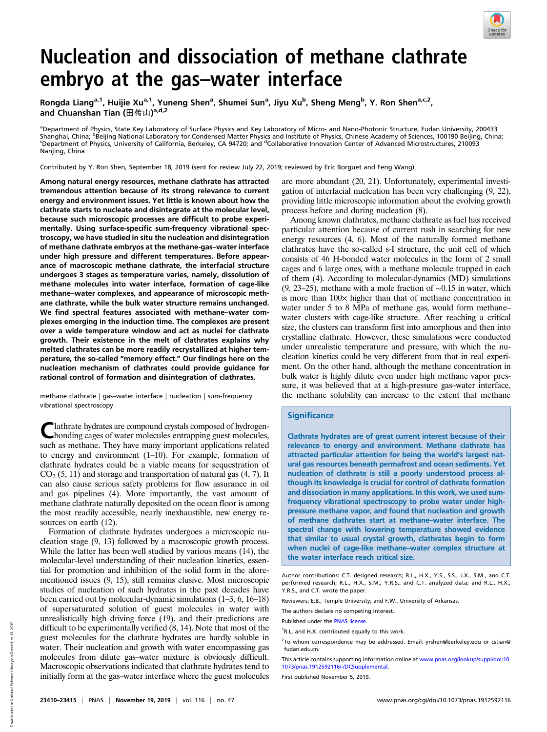# Nucleation and dissociation of methane clathrate embryo at the gas–water interface

Rongda Liang[a,1], Huijie Xu[a,1], Yuneng Shen[a], Shumei Sun[a], Jiyu Xu[b], Sheng Meng[b], Y. Ron Shen[a,c,2], and Chuanshan Tian (田传山)[a,d,2]

[a]Department of Physics, State Key Laboratory of Surface Physics and Key Laboratory of Micro- and Nano-Photonic Structure, Fudan University, 200433 Shanghai, China; [b]Beijing National Laboratory for Condensed Matter Physics and Institute of Physics, Chinese Academy of Sciences, 100190 Beijing, China; [c]Department of Physics, University of California, Berkeley, CA 94720; and [d]Collaborative Innovation Center of Advanced Microstructures, 210093 Nanjing, China

Contributed by Y. Ron Shen, September 18, 2019 (sent for review July 22, 2019; reviewed by Eric Borguet and Feng Wang)

**Among natural energy resources, methane clathrate has attracted tremendous attention because of its strong relevance to current energy and environment issues. Yet little is known about how the clathrate starts to nucleate and disintegrate at the molecular level, because such microscopic processes are difficult to probe experimentally. Using surface-specific sum-frequency vibrational spectroscopy, we have studied in situ the nucleation and disintegration of methane clathrate embryos at the methane-gas–water interface under high pressure and different temperatures. Before appearance of macroscopic methane clathrate, the interfacial structure undergoes 3 stages as temperature varies, namely, dissolution of methane molecules into water interface, formation of cage-like methane–water complexes, and appearance of microscopic methane clathrate, while the bulk water structure remains unchanged. We find spectral features associated with methane–water complexes emerging in the induction time. The complexes are present over a wide temperature window and act as nuclei for clathrate growth. Their existence in the melt of clathrates explains why melted clathrates can be more readily recrystallized at higher temperature, the so-called "memory effect." Our findings here on the nucleation mechanism of clathrates could provide guidance for rational control of formation and disintegration of clathrates.**

methane clathrate | gas–water interface | nucleation | sum-frequency vibrational spectroscopy

Clathrate hydrates are compound crystals composed of hydrogen-bonding cages of water molecules entrapping guest molecules, such as methane. They have many important applications related to energy and environment (1–10). For example, formation of clathrate hydrates could be a viable means for sequestration of $CO_2$ (5, 11) and storage and transportation of natural gas (4, 7). It can also cause serious safety problems for flow assurance in oil and gas pipelines (4). More importantly, the vast amount of methane clathrate naturally deposited on the ocean floor is among the most readily accessible, nearly inexhaustible, new energy resources on earth (12).

Formation of clathrate hydrates undergoes a microscopic nucleation stage (9, 13) followed by a macroscopic growth process. While the latter has been well studied by various means (14), the molecular-level understanding of their nucleation kinetics, essential for promotion and inhibition of the solid form in the aforementioned issues (9, 15), still remains elusive. Most microscopic studies of nucleation of such hydrates in the past decades have been carried out by molecular-dynamic simulations (1–3, 6, 16–18) of supersaturated solution of guest molecules in water with unrealistically high driving force (19), and their predictions are difficult to be experimentally verified (8, 14). Note that most of the guest molecules for the clathrate hydrates are hardly soluble in water. Their nucleation and growth with water encompassing gas molecules from dilute gas–water mixture is obviously difficult. Macroscopic observations indicated that clathrate hydrates tend to initially form at the gas–water interface where the guest molecules are more abundant (20, 21). Unfortunately, experimental investigation of interfacial nucleation has been very challenging (9, 22), providing little microscopic information about the evolving growth process before and during nucleation (8).

Among known clathrates, methane clathrate as fuel has received particular attention because of current rush in searching for new energy resources (4, 6). Most of the naturally formed methane clathrates have the so-called s-I structure, the unit cell of which consists of 46 H-bonded water molecules in the form of 2 small cages and 6 large ones, with a methane molecule trapped in each of them (4). According to molecular-dynamics (MD) simulations (9, 23–25), methane with a mole fraction of ~0.15 in water, which is more than 100× higher than that of methane concentration in water under 5 to 8 MPa of methane gas, would form methane–water clusters with cage-like structure. After reaching a critical size, the clusters can transform first into amorphous and then into crystalline clathrate. However, these simulations were conducted under unrealistic temperature and pressure, with which the nucleation kinetics could be very different from that in real experiment. On the other hand, although the methane concentration in bulk water is highly dilute even under high methane vapor pressure, it was believed that at a high-pressure gas–water interface, the methane solubility can increase to the extent that methane

## Significance

Clathrate hydrates are of great current interest because of their relevance to energy and environment. Methane clathrate has attracted particular attention for being the world's largest natural gas resources beneath permafrost and ocean sediments. Yet nucleation of clathrate is still a poorly understood process although its knowledge is crucial for control of clathrate formation and dissociation in many applications. In this work, we used sum-frequency vibrational spectroscopy to probe water under high-pressure methane vapor, and found that nucleation and growth of methane clathrates start at methane–water interface. The spectral change with lowering temperature showed evidence that similar to usual crystal growth, clathrates begin to form when nuclei of cage-like methane–water complex structure at the water interface reach critical size.

Author contributions: C.T. designed research; R.L., H.X., Y.S., S.S., J.X., S.M., and C.T. performed research; R.L., H.X., S.M., Y.R.S., and C.T. analyzed data; and R.L., H.X., Y.R.S., and C.T. wrote the paper.

Reviewers: E.B., Temple University; and F.W., University of Arkansas.

The authors declare no competing interest.

Published under the PNAS license.

[1]R.L. and H.X. contributed equally to this work.

[2]To whom correspondence may be addressed. Email: yrshen@berkeley.edu or cstian@fudan.edu.cn.

This article contains supporting information online at www.pnas.org/lookup/suppl/doi:10.1073/pnas.1912592116/-/DCSupplemental.

First published November 5, 2019.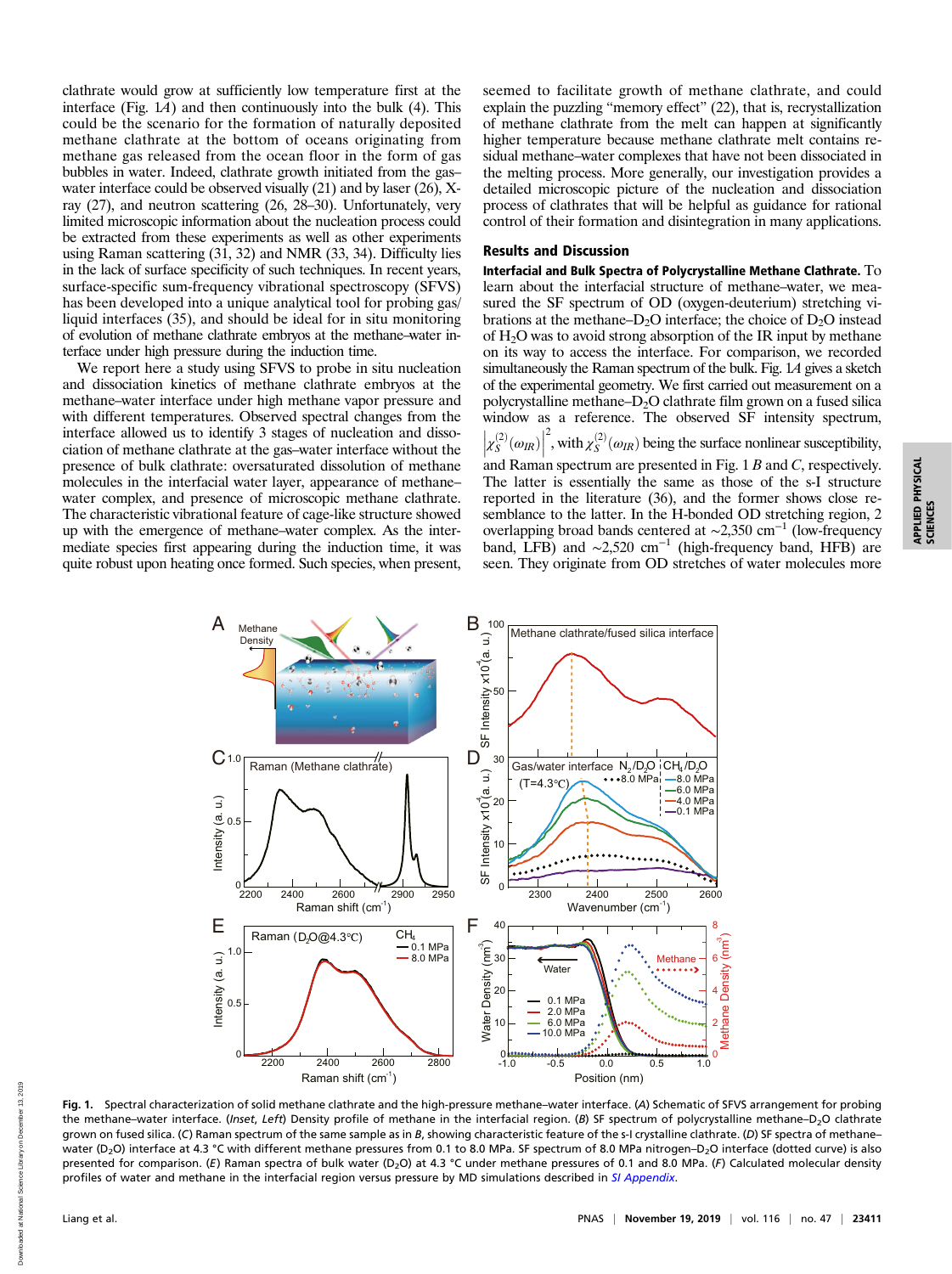clathrate would grow at sufficiently low temperature first at the interface (Fig. 1*A*) and then continuously into the bulk (4). This could be the scenario for the formation of naturally deposited methane clathrate at the bottom of oceans originating from methane gas released from the ocean floor in the form of gas bubbles in water. Indeed, clathrate growth initiated from the gas–water interface could be observed visually (21) and by laser (26), X-ray (27), and neutron scattering (26, 28–30). Unfortunately, very limited microscopic information about the nucleation process could be extracted from these experiments as well as other experiments using Raman scattering (31, 32) and NMR (33, 34). Difficulty lies in the lack of surface specificity of such techniques. In recent years, surface-specific sum-frequency vibrational spectroscopy (SFVS) has been developed into a unique analytical tool for probing gas/liquid interfaces (35), and should be ideal for in situ monitoring of evolution of methane clathrate embryos at the methane–water interface under high pressure during the induction time.

We report here a study using SFVS to probe in situ nucleation and dissociation kinetics of methane clathrate embryos at the methane–water interface under high methane vapor pressure and with different temperatures. Observed spectral changes from the interface allowed us to identify 3 stages of nucleation and dissociation of methane clathrate at the gas–water interface without the presence of bulk clathrate: oversaturated dissolution of methane molecules in the interfacial water layer, appearance of methane–water complex, and presence of microscopic methane clathrate. The characteristic vibrational feature of cage-like structure showed up with the emergence of methane–water complex. As the intermediate species first appearing during the induction time, it was quite robust upon heating once formed. Such species, when present, seemed to facilitate growth of methane clathrate, and could explain the puzzling "memory effect" (22), that is, recrystallization of methane clathrate from the melt can happen at significantly higher temperature because methane clathrate melt contains residual methane–water complexes that have not been dissociated in the melting process. More generally, our investigation provides a detailed microscopic picture of the nucleation and dissociation process of clathrates that will be helpful as guidance for rational control of their formation and disintegration in many applications.

## Results and Discussion

**Interfacial and Bulk Spectra of Polycrystalline Methane Clathrate.** To learn about the interfacial structure of methane–water, we measured the SF spectrum of OD (oxygen-deuterium) stretching vibrations at the methane–$D_2O$ interface; the choice of $D_2O$ instead of $H_2O$ was to avoid strong absorption of the IR input by methane on its way to access the interface. For comparison, we recorded simultaneously the Raman spectrum of the bulk. Fig. 1*A* gives a sketch of the experimental geometry. We first carried out measurement on a polycrystalline methane–$D_2O$ clathrate film grown on a fused silica window as a reference. The observed SF intensity spectrum, $\left|\chi_S^{(2)}(\omega_{IR})\right|^2$, with $\chi_S^{(2)}(\omega_{IR})$ being the surface nonlinear susceptibility, and Raman spectrum are presented in Fig. 1 *B* and *C*, respectively. The latter is essentially the same as those of the s-I structure reported in the literature (36), and the former shows close resemblance to the latter. In the H-bonded OD stretching region, 2 overlapping broad bands centered at ~2,350 $cm^{-1}$ (low-frequency band, LFB) and ~2,520 $cm^{-1}$ (high-frequency band, HFB) are seen. They originate from OD stretches of water molecules more

**Fig. 1.** Spectral characterization of solid methane clathrate and the high-pressure methane–water interface. (*A*) Schematic of SFVS arrangement for probing the methane–water interface. (*Inset*, *Left*) Density profile of methane in the interfacial region. (*B*) SF spectrum of polycrystalline methane–$D_2O$ clathrate grown on fused silica. (*C*) Raman spectrum of the same sample as in *B*, showing characteristic feature of the s-I crystalline clathrate. (*D*) SF spectra of methane–water ($D_2O$) interface at 4.3 °C with different methane pressures from 0.1 to 8.0 MPa. SF spectrum of 8.0 MPa nitrogen–$D_2O$ interface (dotted curve) is also presented for comparison. (*E*) Raman spectra of bulk water ($D_2O$) at 4.3 °C under methane pressures of 0.1 and 8.0 MPa. (*F*) Calculated molecular density profiles of water and methane in the interfacial region versus pressure by MD simulations described in *SI Appendix*.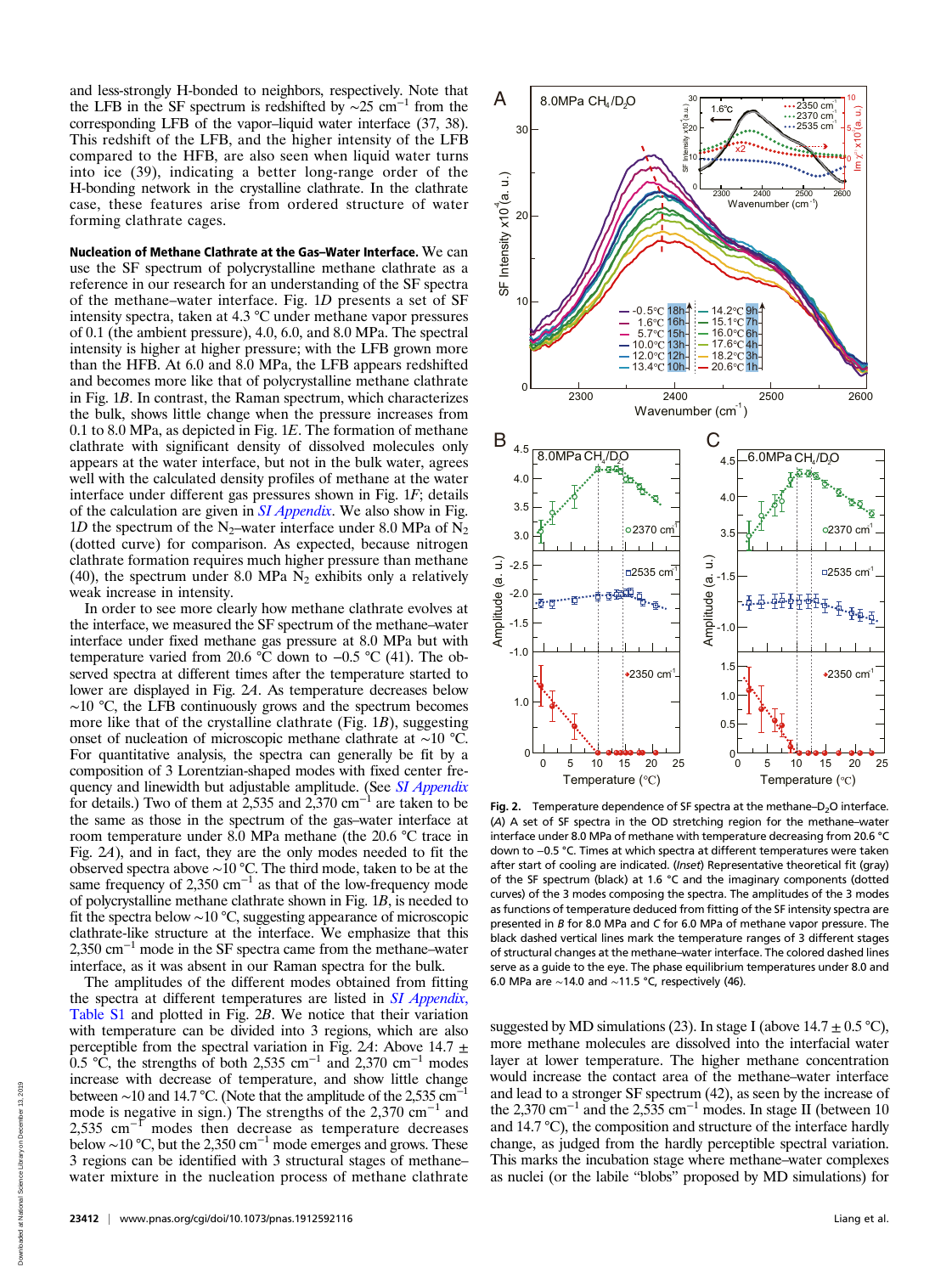and less-strongly H-bonded to neighbors, respectively. Note that the LFB in the SF spectrum is redshifted by ∼25 $cm^{-1}$ from the corresponding LFB of the vapor–liquid water interface (37, 38). This redshift of the LFB, and the higher intensity of the LFB compared to the HFB, are also seen when liquid water turns into ice (39), indicating a better long-range order of the H-bonding network in the crystalline clathrate. In the clathrate case, these features arise from ordered structure of water forming clathrate cages.

**Nucleation of Methane Clathrate at the Gas–Water Interface.** We can use the SF spectrum of polycrystalline methane clathrate as a reference in our research for an understanding of the SF spectra of the methane–water interface. Fig. 1*D* presents a set of SF intensity spectra, taken at 4.3 °C under methane vapor pressures of 0.1 (the ambient pressure), 4.0, 6.0, and 8.0 MPa. The spectral intensity is higher at higher pressure; with the LFB grown more than the HFB. At 6.0 and 8.0 MPa, the LFB appears redshifted and becomes more like that of polycrystalline methane clathrate in Fig. 1*B*. In contrast, the Raman spectrum, which characterizes the bulk, shows little change when the pressure increases from 0.1 to 8.0 MPa, as depicted in Fig. 1*E*. The formation of methane clathrate with significant density of dissolved molecules only appears at the water interface, but not in the bulk water, agrees well with the calculated density profiles of methane at the water interface under different gas pressures shown in Fig. 1*F*; details of the calculation are given in *SI Appendix*. We also show in Fig. 1*D* the spectrum of the $N_2$–water interface under 8.0 MPa of $N_2$ (dotted curve) for comparison. As expected, because nitrogen clathrate formation requires much higher pressure than methane (40), the spectrum under 8.0 MPa $N_2$ exhibits only a relatively weak increase in intensity.

In order to see more clearly how methane clathrate evolves at the interface, we measured the SF spectrum of the methane–water interface under fixed methane gas pressure at 8.0 MPa but with temperature varied from 20.6 °C down to −0.5 °C (41). The observed spectra at different times after the temperature started to lower are displayed in Fig. 2*A*. As temperature decreases below ∼10 °C, the LFB continuously grows and the spectrum becomes more like that of the crystalline clathrate (Fig. 1*B*), suggesting onset of nucleation of microscopic methane clathrate at ∼10 °C. For quantitative analysis, the spectra can generally be fit by a composition of 3 Lorentzian-shaped modes with fixed center frequency and linewidth but adjustable amplitude. (See *SI Appendix* for details.) Two of them at 2,535 and 2,370 $cm^{-1}$ are taken to be the same as those in the spectrum of the gas–water interface at room temperature under 8.0 MPa methane (the 20.6 °C trace in Fig. 2*A*), and in fact, they are the only modes needed to fit the observed spectra above ∼10 °C. The third mode, taken to be at the same frequency of 2,350 $cm^{-1}$ as that of the low-frequency mode of polycrystalline methane clathrate shown in Fig. 1*B*, is needed to fit the spectra below ∼10 °C, suggesting appearance of microscopic clathrate-like structure at the interface. We emphasize that this 2,350 $cm^{-1}$ mode in the SF spectrum came from the methane–water interface, as it was absent in our Raman spectra for the bulk.

The amplitudes of the different modes obtained from fitting the spectra at different temperatures are listed in *SI Appendix*, Table S1 and plotted in Fig. 2*B*. We notice that their variation with temperature can be divided into 3 regions, which are also perceptible from the spectral variation in Fig. 2*A*: Above 14.7 ± 0.5 °C, the strengths of both 2,535 $cm^{-1}$ and 2,370 $cm^{-1}$ modes increase with decrease of temperature, and show little change between ∼10 and 14.7 °C. (Note that the amplitude of the 2,535 $cm^{-1}$ mode is negative in sign.) The strengths of the 2,370 $cm^{-1}$ and 2,535 $cm^{-1}$ modes then decrease as temperature decreases below ∼10 °C, but the 2,350 $cm^{-1}$ mode emerges and grows. These 3 regions can be identified with 3 structural stages of methane–water mixture in the nucleation process of methane clathrate suggested by MD simulations (23). In stage I (above 14.7 ± 0.5 °C), more methane molecules are dissolved into the interfacial water layer at lower temperature. The higher methane concentration would increase the contact area of the methane–water interface and lead to a stronger SF spectrum (42), as seen by the increase of the 2,370 $cm^{-1}$ and the 2,535 $cm^{-1}$ modes. In stage II (between 10 and 14.7 °C), the composition and structure of the interface hardly change, as judged from the hardly perceptible spectral variation. This marks the incubation stage where methane–water complexes as nuclei (or the labile "blobs" proposed by MD simulations) for

Fig. 2. Temperature dependence of SF spectra at the methane–$D_2O$ interface. (*A*) A set of SF spectra in the OD stretching region for the methane–water interface under 8.0 MPa of methane with temperature decreasing from 20.6 °C down to −0.5 °C. Times at which spectra at different temperatures were taken after start of cooling are indicated. (*Inset*) Representative theoretical fit (gray) of the SF spectrum (black) at 1.6 °C and the imaginary components (dotted curves) of the 3 modes composing the spectra. The amplitudes of the 3 modes as functions of temperature deduced from fitting of the SF intensity spectra are presented in *B* for 8.0 MPa and *C* for 6.0 MPa of methane vapor pressure. The black dashed vertical lines mark the temperature ranges of 3 different stages of structural changes at the methane–water interface. The colored dashed lines serve as a guide to the eye. The phase equilibrium temperatures under 8.0 and 6.0 MPa are ∼14.0 and ∼11.5 °C, respectively (46).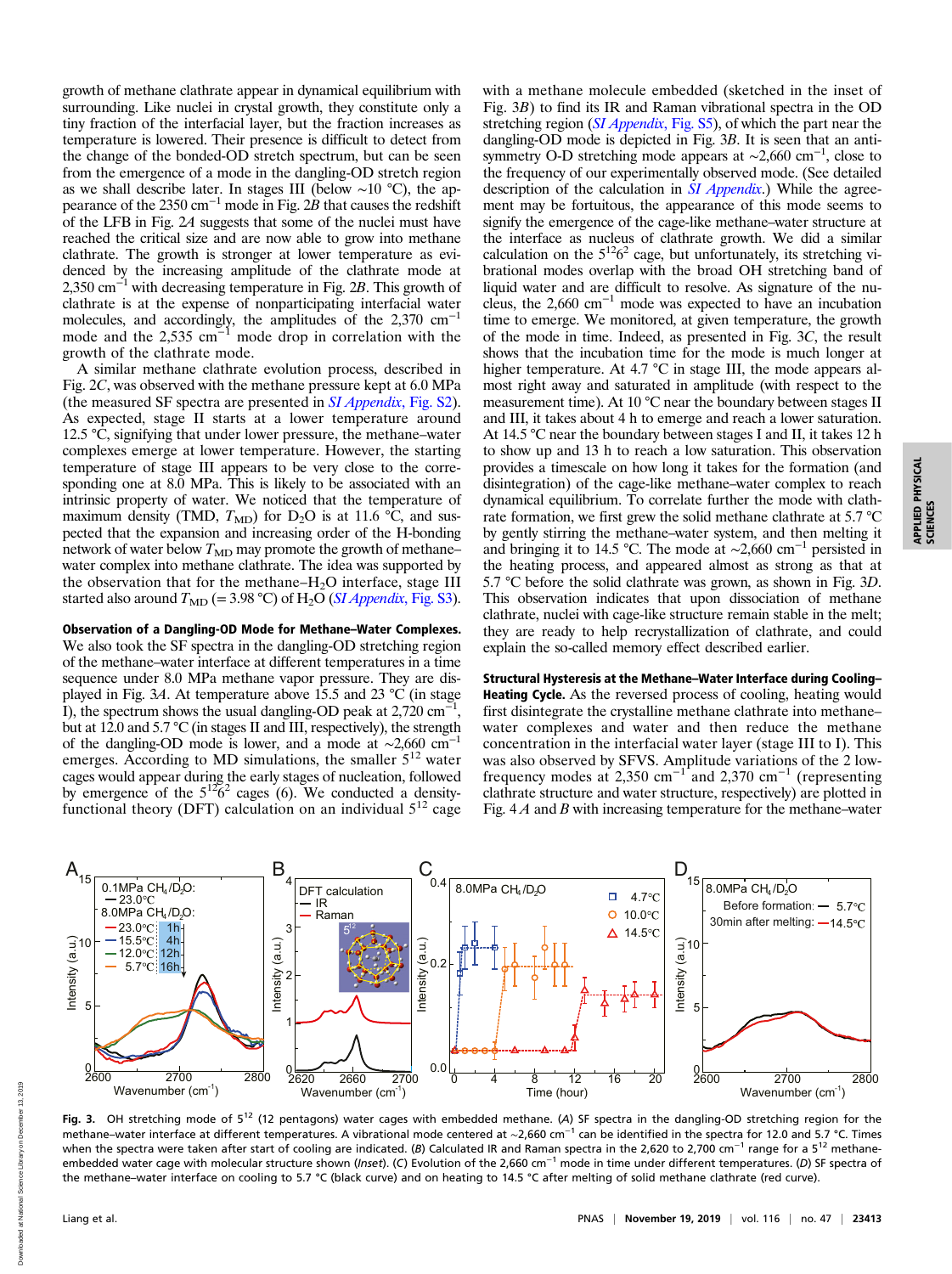growth of methane clathrate appear in dynamical equilibrium with surrounding. Like nuclei in crystal growth, they constitute only a tiny fraction of the interfacial layer, but the fraction increases as temperature is lowered. Their presence is difficult to detect from the change of the bonded-OD stretch spectrum, but can be seen from the emergence of a mode in the dangling-OD stretch region as we shall describe later. In stages III (below ~10 °C), the appearance of the 2350 $cm^{-1}$ mode in Fig. 2*B* that causes the redshift of the LFB in Fig. 2*A* suggests that some of the nuclei must have reached the critical size and are now able to grow into methane clathrate. The growth is stronger at lower temperature as evidenced by the increasing amplitude of the clathrate mode at 2,350 $cm^{-1}$ with decreasing temperature in Fig. 2*B*. This growth of clathrate is at the expense of nonparticipating interfacial water molecules, and accordingly, the amplitudes of the 2,370 $cm^{-1}$ mode and the 2,535 $cm^{-1}$ mode drop in correlation with the growth of the clathrate mode.

A similar methane clathrate evolution process, described in Fig. 2*C*, was observed with the methane pressure kept at 6.0 MPa (the measured SF spectra are presented in *SI Appendix*, Fig. S2). As expected, stage II starts at a lower temperature around 12.5 °C, signifying that under lower pressure, the methane–water complexes emerge at lower temperature. However, the starting temperature of stage III appears to be very close to the corresponding one at 8.0 MPa. This is likely to be associated with an intrinsic property of water. We noticed that the temperature of maximum density (TMD, $T_{MD}$) for $D_2O$ is at 11.6 °C, and suspected that the expansion and increasing order of the H-bonding network of water below $T_{MD}$ may promote the growth of methane–water complex into methane clathrate. The idea was supported by the observation that for the methane–$H_2O$ interface, stage III started also around $T_{MD}$ (= 3.98 °C) of $H_2O$ (*SI Appendix*, Fig. S3).

**Observation of a Dangling-OD Mode for Methane–Water Complexes.** We also took the SF spectra in the dangling-OD stretching region of the methane–water interface at different temperatures in a time sequence under 8.0 MPa methane vapor pressure. They are displayed in Fig. 3*A*. At temperature above 15.5 and 23 °C (in stage I), the spectrum shows the usual dangling-OD peak at 2,720 $cm^{-1}$, but at 12.0 and 5.7 °C (in stages II and III, respectively), the strength of the dangling-OD mode is lower, and a mode at ~2,660 $cm^{-1}$ emerges. According to MD simulations, the smaller $5^{12}$ water cages would appear during the early stages of nucleation, followed by emergence of the $5^{12}6^2$ cages (6). We conducted a density-functional theory (DFT) calculation on an individual $5^{12}$ cage with a methane molecule embedded (sketched in the inset of Fig. 3*B*) to find its IR and Raman vibrational spectra in the OD stretching region (*SI Appendix*, Fig. S5), of which the part near the dangling-OD mode is depicted in Fig. 3*B*. It is seen that an antisymmetry O-D stretching mode appears at ~2,660 $cm^{-1}$, close to the frequency of our experimentally observed mode. (See detailed description of the calculation in *SI Appendix*.) While the agreement may be fortuitous, the appearance of this mode seems to signify the emergence of the cage-like methane–water structure at the interface as nucleus of clathrate growth. We did a similar calculation on the $5^{12}6^2$ cage, but unfortunately, its stretching vibrational modes overlap with the broad OH stretching band of liquid water and are difficult to resolve. As signature of the nucleus, the 2,660 $cm^{-1}$ mode was expected to have an incubation time to emerge. We monitored, at given temperature, the growth of the mode in time. Indeed, as presented in Fig. 3*C*, the result shows that the incubation time for the mode is much longer at higher temperature. At 4.7 °C in stage III, the mode appears almost right away and saturated in amplitude (with respect to the measurement time). At 10 °C near the boundary between stages II and III, it takes about 4 h to emerge and reach a lower saturation. At 14.5 °C near the boundary between stages I and II, it takes 12 h to show up and 13 h to reach a low saturation. This observation provides a timescale on how long it takes for the formation (and disintegration) of the cage-like methane–water complex to reach dynamical equilibrium. To correlate further the mode with clathrate formation, we first grew the solid methane clathrate at 5.7 °C by gently stirring the methane–water system, and then melting it and bringing it to 14.5 °C. The mode at ~2,660 $cm^{-1}$ persisted in the heating process, and appeared almost as strong as that at 5.7 °C before the solid clathrate was grown, as shown in Fig. 3*D*. This observation indicates that upon dissociation of methane clathrate, nuclei with cage-like structure remain stable in the melt; they are ready to help recrystallization of clathrate, and could explain the so-called memory effect described earlier.

**Structural Hysteresis at the Methane–Water Interface during Cooling–Heating Cycle.** As the reversed process of cooling, heating would first disintegrate the crystalline methane clathrate into methane–water complexes and water and then reduce the methane concentration in the interfacial water layer (stage III to I). This was also observed by SFVS. Amplitude variations of the 2 low-frequency modes at 2,350 $cm^{-1}$ and 2,370 $cm^{-1}$ (representing clathrate structure and water structure, respectively) are plotted in Fig. 4 *A* and *B* with increasing temperature for the methane–water

**Fig. 3.** OH stretching mode of $5^{12}$ (12 pentagons) water cages with embedded methane. (*A*) SF spectra in the dangling-OD stretching region for the methane–water interface at different temperatures. A vibrational mode centered at ~2,660 $cm^{-1}$ can be identified in the spectra for 12.0 and 5.7 °C. Times when the spectra were taken after start of cooling are indicated. (*B*) Calculated IR and Raman spectra in the 2,620 to 2,700 $cm^{-1}$ range for a $5^{12}$ methane-embedded water cage with molecular structure shown (*Inset*). (*C*) Evolution of the 2,660 $cm^{-1}$ mode in time under different temperatures. (*D*) SF spectra of the methane–water interface on cooling to 5.7 °C (black curve) and on heating to 14.5 °C after melting of solid methane clathrate (red curve).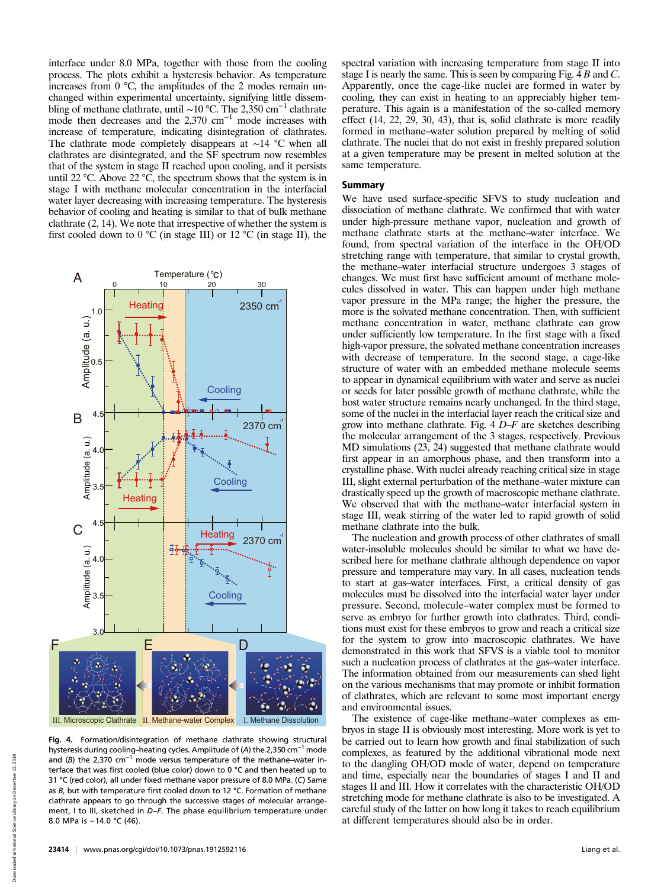interface under 8.0 MPa, together with those from the cooling process. The plots exhibit a hysteresis behavior. As temperature increases from 0 °C, the amplitudes of the 2 modes remain unchanged within experimental uncertainty, signifying little dissembling of methane clathrate, until ~10 °C. The 2,350 $cm^{-1}$ clathrate mode then decreases and the 2,370 $cm^{-1}$ mode increases with increase of temperature, indicating disintegration of clathrates. The clathrate mode completely disappears at ~14 °C when all clathrates are disintegrated, and the SF spectrum now resembles that of the system in stage II reached upon cooling, and it persists until 22 °C. Above 22 °C, the spectrum shows that the system is in stage I with methane molecular concentration in the interfacial water layer decreasing with increasing temperature. The hysteresis behavior of cooling and heating is similar to that of bulk methane clathrate (2, 14). We note that irrespective of whether the system is first cooled down to 0 °C (in stage III) or 12 °C (in stage II), the spectral variation with increasing temperature from stage II into stage I is nearly the same. This is seen by comparing Fig. 4 *B* and *C*. Apparently, once the cage-like nuclei are formed in water by cooling, they can exist in heating to an appreciably higher temperature. This again is a manifestation of the so-called memory effect (14, 22, 29, 30, 43), that is, solid clathrate is more readily formed in methane–water solution prepared by melting of solid clathrate. The nuclei that do not exist in freshly prepared solution at a given temperature may be present in melted solution at the same temperature.

**Fig. 4.** Formation/disintegration of methane clathrate showing structural hysteresis during cooling–heating cycles. Amplitude of (*A*) the 2,350 $cm^{-1}$ mode and (*B*) the 2,370 $cm^{-1}$ mode versus temperature of the methane–water interface that was first cooled (blue color) down to 0 °C and then heated up to 31 °C (red color), all under fixed methane vapor pressure of 8.0 MPa. (*C*) Same as *B*, but with temperature first cooled down to 12 °C. Formation of methane clathrate appears to go through the successive stages of molecular arrangement, I to III, sketched in *D*–*F*. The phase equilibrium temperature under 8.0 MPa is ~14.0 °C (46).

## Summary

We have used surface-specific SFVS to study nucleation and dissociation of methane clathrate. We confirmed that with water under high-pressure methane vapor, nucleation and growth of methane clathrate starts at the methane–water interface. We found, from spectral variation of the interface in the OH/OD stretching range with temperature, that similar to crystal growth, the methane–water interfacial structure undergoes 3 stages of changes. We must first have sufficient amount of methane molecules dissolved in water. This can happen under high methane vapor pressure in the MPa range; the higher the pressure, the more is the solvated methane concentration. Then, with sufficient methane concentration in water, methane clathrate can grow under sufficiently low temperature. In the first stage with a fixed high-vapor pressure, the solvated methane concentration increases with decrease of temperature. In the second stage, a cage-like structure of water with an embedded methane molecule seems to appear in dynamical equilibrium with water and serve as nuclei or seeds for later possible growth of methane clathrate, while the host water structure remains nearly unchanged. In the third stage, some of the nuclei in the interfacial layer reach the critical size and grow into methane clathrate. Fig. 4 *D*–*F* are sketches describing the molecular arrangement of the 3 stages, respectively. Previous MD simulations (23, 24) suggested that methane clathrate would first appear in an amorphous phase, and then transform into a crystalline phase. With nuclei already reaching critical size in stage III, slight external perturbation of the methane–water mixture can drastically speed up the growth of macroscopic methane clathrate. We observed that with the methane–water interfacial system in stage III, weak stirring of the water led to rapid growth of solid methane clathrate into the bulk.

The nucleation and growth process of other clathrates of small water-insoluble molecules should be similar to what we have described here for methane clathrate although dependence on vapor pressure and temperature may vary. In all cases, nucleation tends to start at gas–water interfaces. First, a critical density of gas molecules must be dissolved into the interfacial water layer under pressure. Second, molecule–water complex must be formed to serve as embryo for further growth into clathrates. Third, conditions must exist for these embryos to grow and reach a critical size for the system to grow into macroscopic clathrates. We have demonstrated in this work that SFVS is a viable tool to monitor such a nucleation process of clathrates at the gas–water interface. The information obtained from our measurements can shed light on the various mechanisms that may promote or inhibit formation of clathrates, which are relevant to some most important energy and environmental issues.

The existence of cage-like methane–water complexes as embryos in stage II is obviously most interesting. More work is yet to be carried out to learn how growth and final stabilization of such complexes, as featured by the additional vibrational mode next to the dangling OH/OD mode of water, depend on temperature and time, especially near the boundaries of stages I and II and stages II and III. How it correlates with the characteristic OH/OD stretching mode for methane clathrate is also to be investigated. A careful study of the latter on how long it takes to reach equilibrium at different temperatures should also be in order.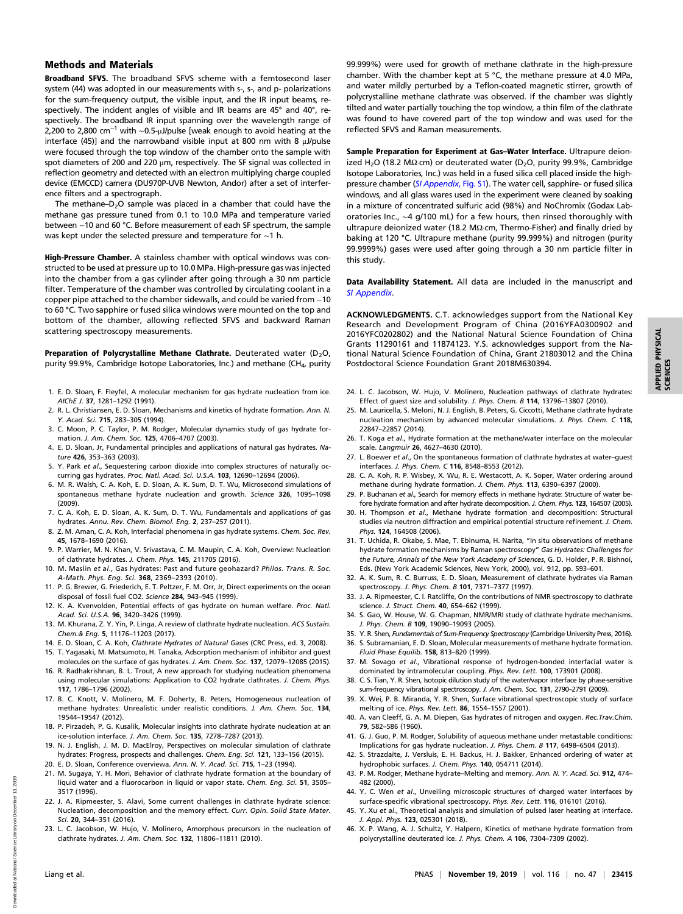## Methods and Materials

**Broadband SFVS.** The broadband SFVS scheme with a femtosecond laser system (44) was adopted in our measurements with s-, s-, and p- polarizations for the sum-frequency output, the visible input, and the IR input beams, respectively. The incident angles of visible and IR beams are 45° and 40°, respectively. The broadband IR input spanning over the wavelength range of 2,200 to 2,800 $cm^{-1}$ with ∼0.5-μJ/pulse [weak enough to avoid heating at the interface (45)] and the narrowband visible input at 800 nm with 8 μJ/pulse were focused through the top window of the chamber onto the sample with spot diameters of 200 and 220 μm, respectively. The SF signal was collected in reflection geometry and detected with an electron multiplying charge coupled device (EMCCD) camera (DU970P-UVB Newton, Andor) after a set of interference filters and a spectrograph.

The methane–$D_2O$ sample was placed in a chamber that could have the methane gas pressure tuned from 0.1 to 10.0 MPa and temperature varied between −10 and 60 °C. Before measurement of each SF spectrum, the sample was kept under the selected pressure and temperature for ∼1 h.

**High-Pressure Chamber.** A stainless chamber with optical windows was constructed to be used at pressure up to 10.0 MPa. High-pressure gas was injected into the chamber from a gas cylinder after going through a 30 nm particle filter. Temperature of the chamber was controlled by circulating coolant in a copper pipe attached to the chamber sidewalls, and could be varied from −10 to 60 °C. Two sapphire or fused silica windows were mounted on the top and bottom of the chamber, allowing reflected SFVS and backward Raman scattering spectroscopy measurements.

**Preparation of Polycrystalline Methane Clathrate.** Deuterated water ($D_2O$, purity 99.9%, Cambridge Isotope Laboratories, Inc.) and methane ($CH_4$, purity 99.999%) were used for growth of methane clathrate in the high-pressure chamber. With the chamber kept at 5 °C, the methane pressure at 4.0 MPa, and water mildly perturbed by a Teflon-coated magnetic stirrer, growth of polycrystalline methane clathrate was observed. If the chamber was slightly tilted and water partially touching the top window, a thin film of the clathrate was found to have covered part of the top window and was used for the reflected SFVS and Raman measurements.

**Sample Preparation for Experiment at Gas–Water Interface.** Ultrapure deionized $H_2O$ (18.2 MΩ·cm) or deuterated water ($D_2O$, purity 99.9%, Cambridge Isotope Laboratories, Inc.) was held in a fused silica cell placed inside the high-pressure chamber (*SI Appendix*, Fig. S1). The water cell, sapphire- or fused silica windows, and all glass wares used in the experiment were cleaned by soaking in a mixture of concentrated sulfuric acid (98%) and NoChromix (Godax Laboratories Inc., ∼4 g/100 mL) for a few hours, then rinsed thoroughly with ultrapure deionized water (18.2 MΩ·cm, Thermo-Fisher) and finally dried by baking at 120 °C. Ultrapure methane (purity 99.999%) and nitrogen (purity 99.9999%) gases were used after going through a 30 nm particle filter in this study.

**Data Availability Statement.** All data are included in the manuscript and *SI Appendix*.

**ACKNOWLEDGMENTS.** C.T. acknowledges support from the National Key Research and Development Program of China (2016YFA0300902 and 2016YFC0202802) and the National Natural Science Foundation of China Grants 11290161 and 11874123. Y.S. acknowledges support from the National Natural Science Foundation of China, Grant 21803012 and the China Postdoctoral Science Foundation Grant 2018M630394.

1. E. D. Sloan, F. Fleyfel, A molecular mechanism for gas hydrate nucleation from ice. *AIChE J.* **37**, 1281–1292 (1991).
2. R. L. Christiansen, E. D. Sloan, Mechanisms and kinetics of hydrate formation. *Ann. N. Y. Acad. Sci.* **715**, 283–305 (1994).
3. C. Moon, P. C. Taylor, P. M. Rodger, Molecular dynamics study of gas hydrate formation. *J. Am. Chem. Soc.* **125**, 4706–4707 (2003).
4. E. D. Sloan, Jr, Fundamental principles and applications of natural gas hydrates. *Nature* **426**, 353–363 (2003).
5. Y. Park *et al.*, Sequestering carbon dioxide into complex structures of naturally occurring gas hydrates. *Proc. Natl. Acad. Sci. U.S.A.* **103**, 12690–12694 (2006).
6. M. R. Walsh, C. A. Koh, E. D. Sloan, A. K. Sum, D. T. Wu, Microsecond simulations of spontaneous methane hydrate nucleation and growth. *Science* **326**, 1095–1098 (2009).
7. C. A. Koh, E. D. Sloan, A. K. Sum, D. T. Wu, Fundamentals and applications of gas hydrates. *Annu. Rev. Chem. Biomol. Eng.* **2**, 237–257 (2011).
8. Z. M. Aman, C. A. Koh, Interfacial phenomena in gas hydrate systems. *Chem. Soc. Rev.* **45**, 1678–1690 (2016).
9. P. Warrier, M. N. Khan, V. Srivastava, C. M. Maupin, C. A. Koh, Overview: Nucleation of clathrate hydrates. *J. Chem. Phys.* **145**, 211705 (2016).
10. M. Maslin *et al.*, Gas hydrates: Past and future geohazard? *Philos. Trans. R. Soc. A-Math. Phys. Eng. Sci.* **368**, 2369–2393 (2010).
11. P. G. Brewer, G. Friederich, E. T. Peltzer, F. M. Orr, Jr, Direct experiments on the ocean disposal of fossil fuel CO2. *Science* **284**, 943–945 (1999).
12. K. A. Kvenvolden, Potential effects of gas hydrate on human welfare. *Proc. Natl. Acad. Sci. U.S.A.* **96**, 3420–3426 (1999).
13. M. Khurana, Z. Y. Yin, P. Linga, A review of clathrate hydrate nucleation. *ACS Sustain. Chem.& Eng.* **5**, 11176–11203 (2017).
14. E. D. Sloan, C. A. Koh, *Clathrate Hydrates of Natural Gases* (CRC Press, ed. 3, 2008).
15. T. Yagasaki, M. Matsumoto, H. Tanaka, Adsorption mechanism of inhibitor and guest molecules on the surface of gas hydrates. *J. Am. Chem. Soc.* **137**, 12079–12085 (2015).
16. R. Radhakrishnan, B. L. Trout, A new approach for studying nucleation phenomena using molecular simulations: Application to CO2 hydrate clathrates. *J. Chem. Phys.* **117**, 1786–1796 (2002).
17. B. C. Knott, V. Molinero, M. F. Doherty, B. Peters, Homogeneous nucleation of methane hydrates: Unrealistic under realistic conditions. *J. Am. Chem. Soc.* **134**, 19544–19547 (2012).
18. P. Pirzadeh, P. G. Kusalik, Molecular insights into clathrate hydrate nucleation at an ice-solution interface. *J. Am. Chem. Soc.* **135**, 7278–7287 (2013).
19. N. J. English, J. M. D. MacElroy, Perspectives on molecular simulation of clathrate hydrates: Progress, prospects and challenges. *Chem. Eng. Sci.* **121**, 133–156 (2015).
20. E. D. Sloan, Conference overviewa. *Ann. N. Y. Acad. Sci.* **715**, 1–23 (1994).
21. M. Sugaya, Y. H. Mori, Behavior of clathrate hydrate formation at the boundary of liquid water and a fluorocarbon in liquid or vapor state. *Chem. Eng. Sci.* **51**, 3505–3517 (1996).
22. J. A. Ripmeester, S. Alavi, Some current challenges in clathrate hydrate science: Nucleation, decomposition and the memory effect. *Curr. Opin. Solid State Mater. Sci.* **20**, 344–351 (2016).
23. L. C. Jacobson, W. Hujo, V. Molinero, Amorphous precursors in the nucleation of clathrate hydrates. *J. Am. Chem. Soc.* **132**, 11806–11811 (2010).
24. L. C. Jacobson, W. Hujo, V. Molinero, Nucleation pathways of clathrate hydrates: Effect of guest size and solubility. *J. Phys. Chem. B* **114**, 13796–13807 (2010).
25. M. Lauricella, S. Meloni, N. J. English, B. Peters, G. Ciccotti, Methane clathrate hydrate nucleation mechanism by advanced molecular simulations. *J. Phys. Chem. C* **118**, 22847–22857 (2014).
26. T. Koga *et al.*, Hydrate formation at the methane/water interface on the molecular scale. *Langmuir* **26**, 4627–4630 (2010).
27. L. Boewer *et al.*, On the spontaneous formation of clathrate hydrates at water–guest interfaces. *J. Phys. Chem. C* **116**, 8548–8553 (2012).
28. C. A. Koh, R. P. Wisbey, X. Wu, R. E. Westacott, A. K. Soper, Water ordering around methane during hydrate formation. *J. Chem. Phys.* **113**, 6390–6397 (2000).
29. P. Buchanan *et al.*, Search for memory effects in methane hydrate: Structure of water before hydrate formation and after hydrate decomposition. *J. Chem. Phys.* **123**, 164507 (2005).
30. H. Thompson *et al.*, Methane hydrate formation and decomposition: Structural studies via neutron diffraction and empirical potential structure refinement. *J. Chem. Phys.* **124**, 164508 (2006).
31. T. Uchida, R. Okabe, S. Mae, T. Ebinuma, H. Narita, "In situ observations of methane hydrate formation mechanisms by Raman spectroscopy" *Gas Hydrates: Challenges for the Future, Annals of the New York Academy of Sciences*, G. D. Holder, P. R. Bishnoi, Eds. (New York Academic Sciences, New York, 2000), vol. 912, pp. 593–601.
32. A. K. Sum, R. C. Burruss, E. D. Sloan, Measurement of clathrate hydrates via Raman spectroscopy. *J. Phys. Chem. B* **101**, 7371–7377 (1997).
33. J. A. Ripmeester, C. I. Ratcliffe, On the contributions of NMR spectroscopy to clathrate science. *J. Struct. Chem.* **40**, 654–662 (1999).
34. S. Gao, W. House, W. G. Chapman, NMR/MRI study of clathrate hydrate mechanisms. *J. Phys. Chem. B* **109**, 19090–19093 (2005).
35. Y. R. Shen, *Fundamentals of Sum-Frequency Spectroscopy* (Cambridge University Press, 2016).
36. S. Subramanian, E. D. Sloan, Molecular measurements of methane hydrate formation. *Fluid Phase Equilib.* **158**, 813–820 (1999).
37. M. Sovago *et al.*, Vibrational response of hydrogen-bonded interfacial water is dominated by intramolecular coupling. *Phys. Rev. Lett.* **100**, 173901 (2008).
38. C. S. Tian, Y. R. Shen, Isotopic dilution study of the water/vapor interface by phase-sensitive sum-frequency vibrational spectroscopy. *J. Am. Chem. Soc.* **131**, 2790–2791 (2009).
39. X. Wei, P. B. Miranda, Y. R. Shen, Surface vibrational spectroscopic study of surface melting of ice. *Phys. Rev. Lett.* **86**, 1554–1557 (2001).
40. A. van Cleeff, G. A. M. Diepen, Gas hydrates of nitrogen and oxygen. *Rec.Trav.Chim.* **79**, 582–586 (1960).
41. G. J. Guo, P. M. Rodger, Solubility of aqueous methane under metastable conditions: Implications for gas hydrate nucleation. *J. Phys. Chem. B* **117**, 6498–6504 (2013).
42. S. Strazdaite, J. Versluis, E. H. Backus, H. J. Bakker, Enhanced ordering of water at hydrophobic surfaces. *J. Chem. Phys.* **140**, 054711 (2014).
43. P. M. Rodger, Methane hydrate–Melting and memory. *Ann. N. Y. Acad. Sci.* **912**, 474–482 (2000).
44. Y. C. Wen *et al.*, Unveiling microscopic structures of charged water interfaces by surface-specific vibrational spectroscopy. *Phys. Rev. Lett.* **116**, 016101 (2016).
45. Y. Xu *et al.*, Theoretical analysis and simulation of pulsed laser heating at interface. *J. Appl. Phys.* **123**, 025301 (2018).
46. X. P. Wang, A. J. Schultz, Y. Halpern, Kinetics of methane hydrate formation from polycrystalline deuterated ice. *J. Phys. Chem. A* **106**, 7304–7309 (2002).